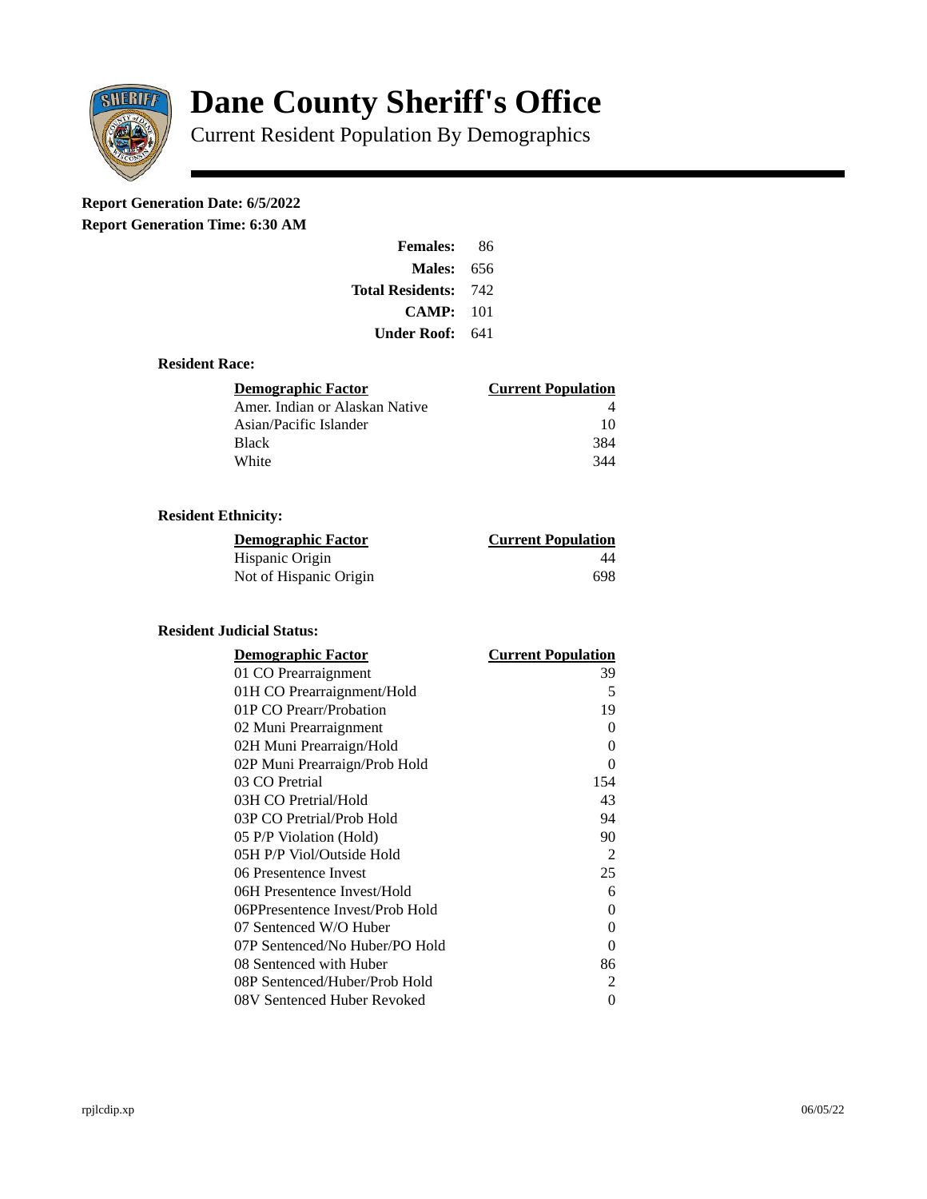# Dane County Sheriff's Office

## Current Resident Population By Demographics

**Report Generation Date: 6/5/2022**

**Report Generation Time: 6:30 AM**

| | |
|---|---|
| **Females:** | 86 |
| **Males:** | 656 |
| **Total Residents:** | 742 |
| **CAMP:** | 101 |
| **Under Roof:** | 641 |

### Resident Race:

| Demographic Factor | Current Population |
|---|---|
| Amer. Indian or Alaskan Native | 4 |
| Asian/Pacific Islander | 10 |
| Black | 384 |
| White | 344 |

### Resident Ethnicity:

| Demographic Factor | Current Population |
|---|---|
| Hispanic Origin | 44 |
| Not of Hispanic Origin | 698 |

### Resident Judicial Status:

| Demographic Factor | Current Population |
|---|---|
| 01 CO Prearraignment | 39 |
| 01H CO Prearraignment/Hold | 5 |
| 01P CO Prearr/Probation | 19 |
| 02 Muni Prearraignment | 0 |
| 02H Muni Prearraign/Hold | 0 |
| 02P Muni Prearraign/Prob Hold | 0 |
| 03 CO Pretrial | 154 |
| 03H CO Pretrial/Hold | 43 |
| 03P CO Pretrial/Prob Hold | 94 |
| 05 P/P Violation (Hold) | 90 |
| 05H P/P Viol/Outside Hold | 2 |
| 06 Presentence Invest | 25 |
| 06H Presentence Invest/Hold | 6 |
| 06PPresentence Invest/Prob Hold | 0 |
| 07 Sentenced W/O Huber | 0 |
| 07P Sentenced/No Huber/PO Hold | 0 |
| 08 Sentenced with Huber | 86 |
| 08P Sentenced/Huber/Prob Hold | 2 |
| 08V Sentenced Huber Revoked | 0 |

rpjlcdip.xp 06/05/22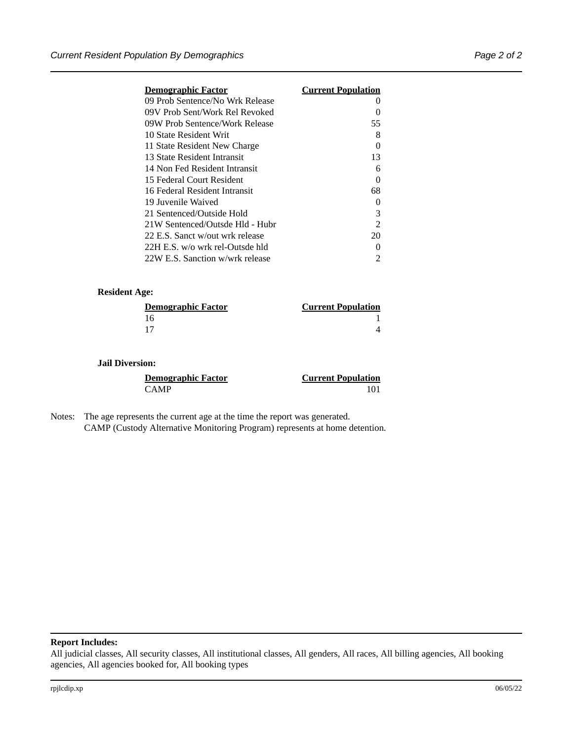| Demographic Factor | Current Population |
| --- | --- |
| 09 Prob Sentence/No Wrk Release | 0 |
| 09V Prob Sent/Work Rel Revoked | 0 |
| 09W Prob Sentence/Work Release | 55 |
| 10 State Resident Writ | 8 |
| 11 State Resident New Charge | 0 |
| 13 State Resident Intransit | 13 |
| 14 Non Fed Resident Intransit | 6 |
| 15 Federal Court Resident | 0 |
| 16 Federal Resident Intransit | 68 |
| 19 Juvenile Waived | 0 |
| 21 Sentenced/Outside Hold | 3 |
| 21W Sentenced/Outsde Hld - Hubr | 2 |
| 22 E.S. Sanct w/out wrk release | 20 |
| 22H E.S. w/o wrk rel-Outsde hld | 0 |
| 22W E.S. Sanction w/wrk release | 2 |

**Resident Age:**

| Demographic Factor | Current Population |
| --- | --- |
| 16 | 1 |
| 17 | 4 |

**Jail Diversion:**

| Demographic Factor | Current Population |
| --- | --- |
| CAMP | 101 |

Notes: The age represents the current age at the time the report was generated.
CAMP (Custody Alternative Monitoring Program) represents at home detention.

**Report Includes:**

All judicial classes, All security classes, All institutional classes, All genders, All races, All billing agencies, All booking agencies, All agencies booked for, All booking types

rpjlcdip.xp 06/05/22